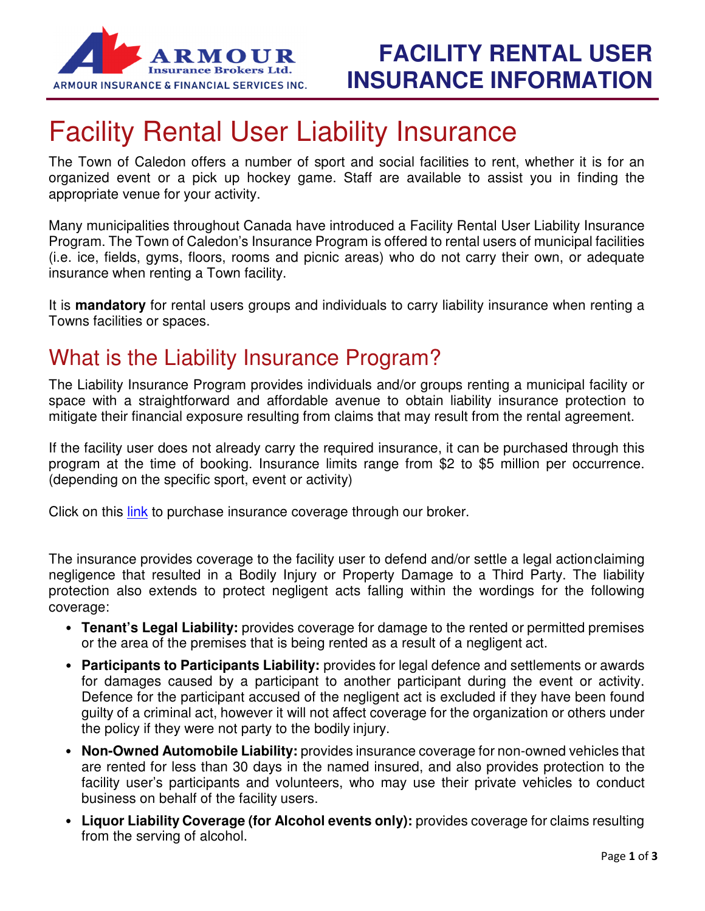# FACILITY RENTAL USER INSURANCE INFORMATION

# Facility Rental User Liability Insurance

The Town of Caledon offers a number of sport and social facilities to rent, whether it is for an organized event or a pick up hockey game. Staff are available to assist you in finding the appropriate venue for your activity.

Many municipalities throughout Canada have introduced a Facility Rental User Liability Insurance Program. The Town of Caledon's Insurance Program is offered to rental users of municipal facilities (i.e. ice, fields, gyms, floors, rooms and picnic areas) who do not carry their own, or adequate insurance when renting a Town facility.

It is **mandatory** for rental users groups and individuals to carry liability insurance when renting a Towns facilities or spaces.

## What is the Liability Insurance Program?

The Liability Insurance Program provides individuals and/or groups renting a municipal facility or space with a straightforward and affordable avenue to obtain liability insurance protection to mitigate their financial exposure resulting from claims that may result from the rental agreement.

If the facility user does not already carry the required insurance, it can be purchased through this program at the time of booking. Insurance limits range from $2 to $5 million per occurrence. (depending on the specific sport, event or activity)

Click on this link to purchase insurance coverage through our broker.

The insurance provides coverage to the facility user to defend and/or settle a legal action claiming negligence that resulted in a Bodily Injury or Property Damage to a Third Party. The liability protection also extends to protect negligent acts falling within the wordings for the following coverage:

- **Tenant's Legal Liability:** provides coverage for damage to the rented or permitted premises or the area of the premises that is being rented as a result of a negligent act.
- **Participants to Participants Liability:** provides for legal defence and settlements or awards for damages caused by a participant to another participant during the event or activity. Defence for the participant accused of the negligent act is excluded if they have been found guilty of a criminal act, however it will not affect coverage for the organization or others under the policy if they were not party to the bodily injury.
- **Non-Owned Automobile Liability:** provides insurance coverage for non-owned vehicles that are rented for less than 30 days in the named insured, and also provides protection to the facility user's participants and volunteers, who may use their private vehicles to conduct business on behalf of the facility users.
- **Liquor Liability Coverage (for Alcohol events only):** provides coverage for claims resulting from the serving of alcohol.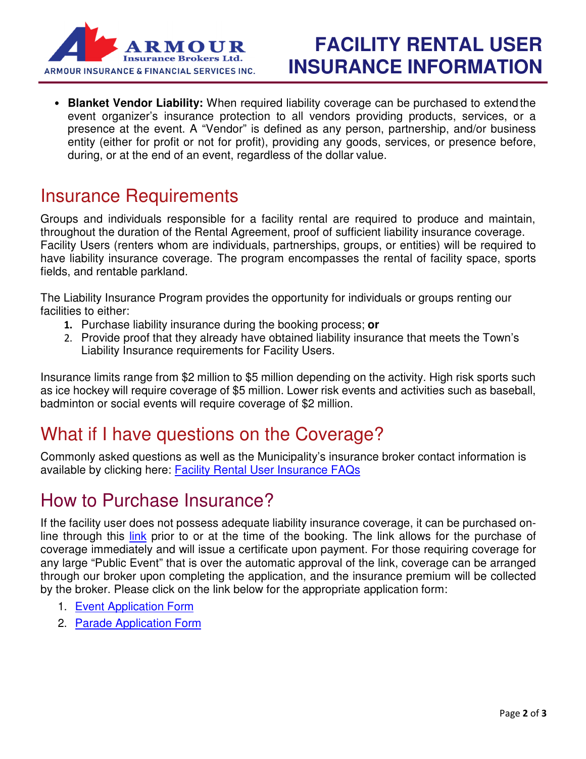- **Blanket Vendor Liability:** When required liability coverage can be purchased to extend the event organizer's insurance protection to all vendors providing products, services, or a presence at the event. A "Vendor" is defined as any person, partnership, and/or business entity (either for profit or not for profit), providing any goods, services, or presence before, during, or at the end of an event, regardless of the dollar value.

## Insurance Requirements

Groups and individuals responsible for a facility rental are required to produce and maintain, throughout the duration of the Rental Agreement, proof of sufficient liability insurance coverage. Facility Users (renters whom are individuals, partnerships, groups, or entities) will be required to have liability insurance coverage. The program encompasses the rental of facility space, sports fields, and rentable parkland.

The Liability Insurance Program provides the opportunity for individuals or groups renting our facilities to either:

1. Purchase liability insurance during the booking process; **or**
2. Provide proof that they already have obtained liability insurance that meets the Town's Liability Insurance requirements for Facility Users.

Insurance limits range from $2 million to $5 million depending on the activity. High risk sports such as ice hockey will require coverage of $5 million. Lower risk events and activities such as baseball, badminton or social events will require coverage of $2 million.

## What if I have questions on the Coverage?

Commonly asked questions as well as the Municipality's insurance broker contact information is available by clicking here: Facility Rental User Insurance FAQs

## How to Purchase Insurance?

If the facility user does not possess adequate liability insurance coverage, it can be purchased on-line through this link prior to or at the time of the booking. The link allows for the purchase of coverage immediately and will issue a certificate upon payment. For those requiring coverage for any large "Public Event" that is over the automatic approval of the link, coverage can be arranged through our broker upon completing the application, and the insurance premium will be collected by the broker. Please click on the link below for the appropriate application form:

1. Event Application Form
2. Parade Application Form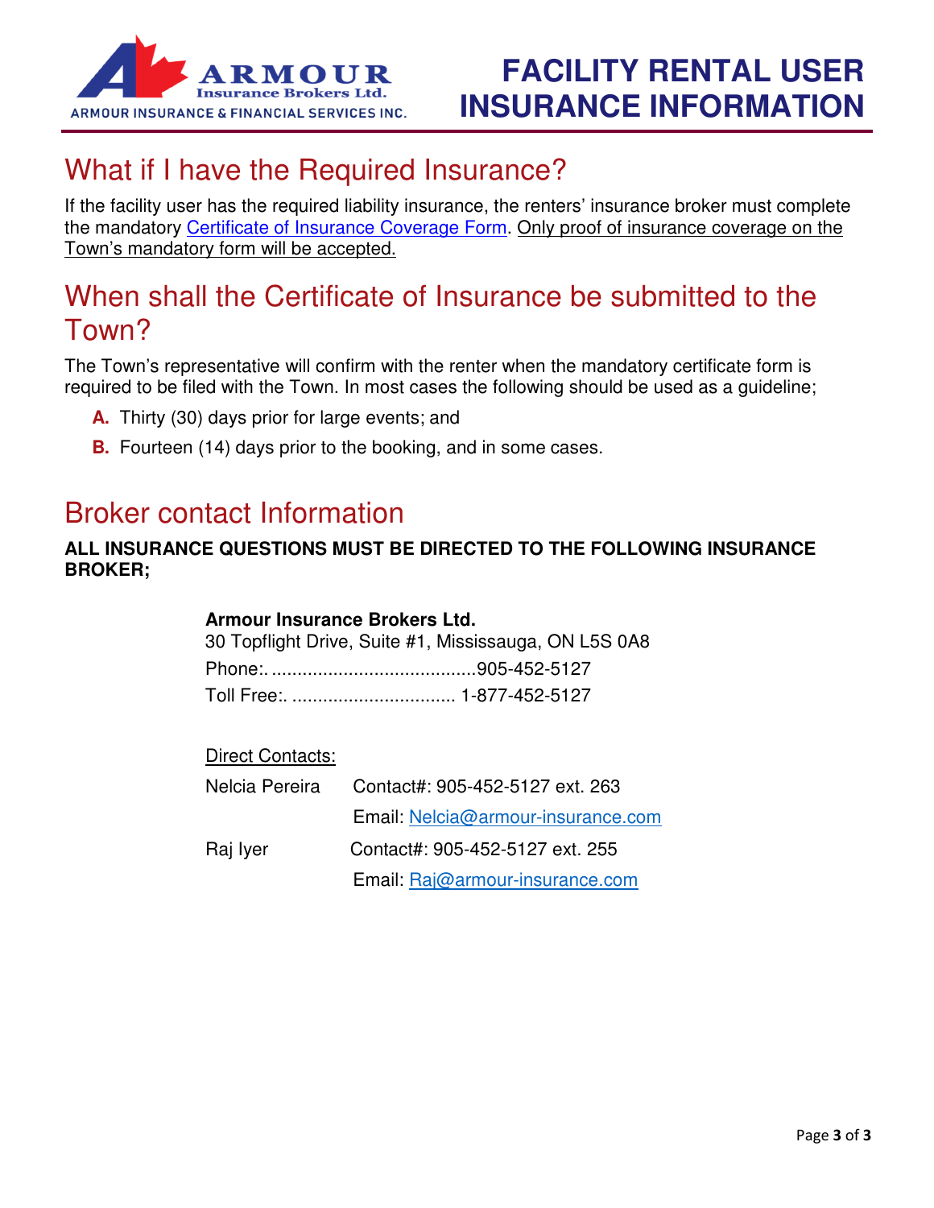# FACILITY RENTAL USER INSURANCE INFORMATION

## What if I have the Required Insurance?

If the facility user has the required liability insurance, the renters' insurance broker must complete the mandatory Certificate of Insurance Coverage Form. Only proof of insurance coverage on the Town's mandatory form will be accepted.

## When shall the Certificate of Insurance be submitted to the Town?

The Town's representative will confirm with the renter when the mandatory certificate form is required to be filed with the Town. In most cases the following should be used as a guideline;

**A.** Thirty (30) days prior for large events; and

**B.** Fourteen (14) days prior to the booking, and in some cases.

## Broker contact Information

**ALL INSURANCE QUESTIONS MUST BE DIRECTED TO THE FOLLOWING INSURANCE BROKER;**

**Armour Insurance Brokers Ltd.**
30 Topflight Drive, Suite #1, Mississauga, ON L5S 0A8
Phone:. ........................................905-452-5127
Toll Free:. ................................ 1-877-452-5127

Direct Contacts:

| | |
|---|---|
| Nelcia Pereira | Contact#: 905-452-5127 ext. 263 |
| | Email: Nelcia@armour-insurance.com |
| Raj Iyer | Contact#: 905-452-5127 ext. 255 |
| | Email: Raj@armour-insurance.com |